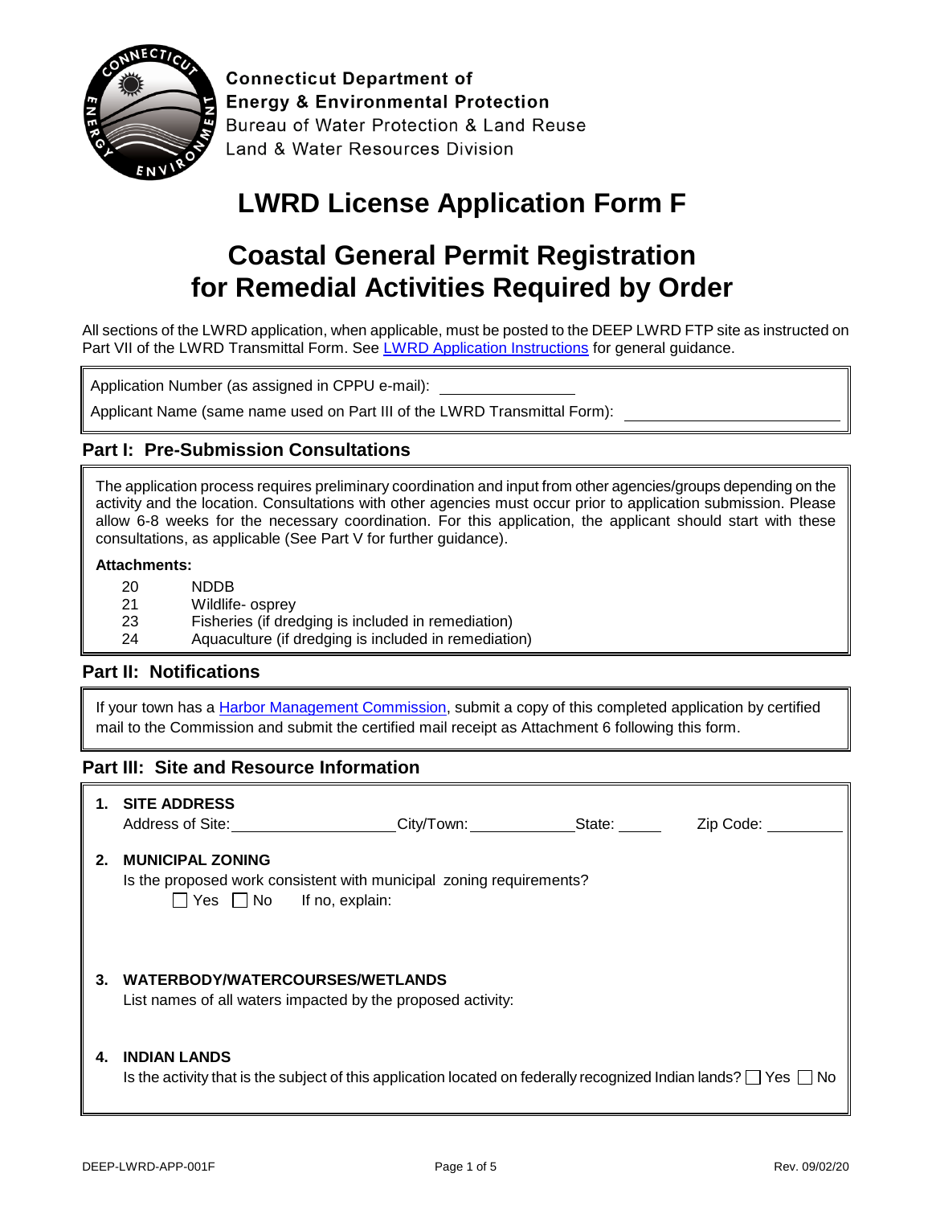**Connecticut Department of**
**Energy & Environmental Protection**
Bureau of Water Protection & Land Reuse
Land & Water Resources Division

# LWRD License Application Form F

# Coastal General Permit Registration for Remedial Activities Required by Order

All sections of the LWRD application, when applicable, must be posted to the DEEP LWRD FTP site as instructed on Part VII of the LWRD Transmittal Form. See [LWRD Application Instructions] for general guidance.

Application Number (as assigned in CPPU e-mail): ______________

Applicant Name (same name used on Part III of the LWRD Transmittal Form): ______________________

## Part I: Pre-Submission Consultations

The application process requires preliminary coordination and input from other agencies/groups depending on the activity and the location. Consultations with other agencies must occur prior to application submission. Please allow 6-8 weeks for the necessary coordination. For this application, the applicant should start with these consultations, as applicable (See Part V for further guidance).

**Attachments:**

| | |
|---|---|
| 20 | NDDB |
| 21 | Wildlife- osprey |
| 23 | Fisheries (if dredging is included in remediation) |
| 24 | Aquaculture (if dredging is included in remediation) |

## Part II: Notifications

If your town has a [Harbor Management Commission], submit a copy of this completed application by certified mail to the Commission and submit the certified mail receipt as Attachment 6 following this form.

## Part III: Site and Resource Information

**1. SITE ADDRESS**

Address of Site: ________________ City/Town: ____________ State: _____ Zip Code: _________

**2. MUNICIPAL ZONING**

Is the proposed work consistent with municipal zoning requirements?

☐ Yes ☐ No If no, explain:

**3. WATERBODY/WATERCOURSES/WETLANDS**

List names of all waters impacted by the proposed activity:

**4. INDIAN LANDS**

Is the activity that is the subject of this application located on federally recognized Indian lands? ☐ Yes ☐ No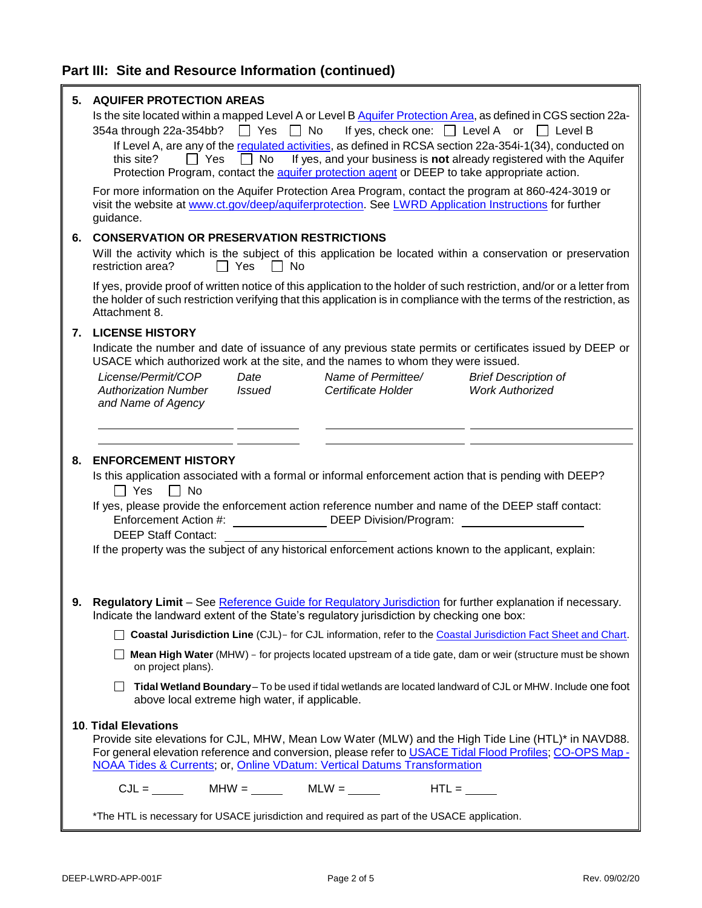## Part III: Site and Resource Information (continued)

**5. AQUIFER PROTECTION AREAS**

Is the site located within a mapped Level A or Level B Aquifer Protection Area, as defined in CGS section 22a-354a through 22a-354bb? ☐ Yes ☐ No If yes, check one: ☐ Level A or ☐ Level B

If Level A, are any of the regulated activities, as defined in RCSA section 22a-354i-1(34), conducted on this site? ☐ Yes ☐ No If yes, and your business is **not** already registered with the Aquifer Protection Program, contact the aquifer protection agent or DEEP to take appropriate action.

For more information on the Aquifer Protection Area Program, contact the program at 860-424-3019 or visit the website at www.ct.gov/deep/aquiferprotection. See LWRD Application Instructions for further guidance.

**6. CONSERVATION OR PRESERVATION RESTRICTIONS**

Will the activity which is the subject of this application be located within a conservation or preservation restriction area? ☐ Yes ☐ No

If yes, provide proof of written notice of this application to the holder of such restriction, and/or or a letter from the holder of such restriction verifying that this application is in compliance with the terms of the restriction, as Attachment 8.

**7. LICENSE HISTORY**

Indicate the number and date of issuance of any previous state permits or certificates issued by DEEP or USACE which authorized work at the site, and the names to whom they were issued.

| *License/Permit/COP Authorization Number and Name of Agency* | *Date Issued* | *Name of Permittee/ Certificate Holder* | *Brief Description of Work Authorized* |
|---|---|---|---|
| | | | |
| | | | |

**8. ENFORCEMENT HISTORY**

Is this application associated with a formal or informal enforcement action that is pending with DEEP?
☐ Yes ☐ No

If yes, please provide the enforcement action reference number and name of the DEEP staff contact:
Enforcement Action #: ______________ DEEP Division/Program: ______________
DEEP Staff Contact: ______________

If the property was the subject of any historical enforcement actions known to the applicant, explain:

**9. Regulatory Limit** – See Reference Guide for Regulatory Jurisdiction for further explanation if necessary. Indicate the landward extent of the State's regulatory jurisdiction by checking one box:

☐ **Coastal Jurisdiction Line** (CJL)- for CJL information, refer to the Coastal Jurisdiction Fact Sheet and Chart.

☐ **Mean High Water** (MHW) - for projects located upstream of a tide gate, dam or weir (structure must be shown on project plans).

☐ **Tidal Wetland Boundary** – To be used if tidal wetlands are located landward of CJL or MHW. Include one foot above local extreme high water, if applicable.

**10. Tidal Elevations**

Provide site elevations for CJL, MHW, Mean Low Water (MLW) and the High Tide Line (HTL)* in NAVD88. For general elevation reference and conversion, please refer to USACE Tidal Flood Profiles; CO-OPS Map - NOAA Tides & Currents; or, Online VDatum: Vertical Datums Transformation

CJL = _____ MHW = _____ MLW = _____ HTL = _____

*The HTL is necessary for USACE jurisdiction and required as part of the USACE application.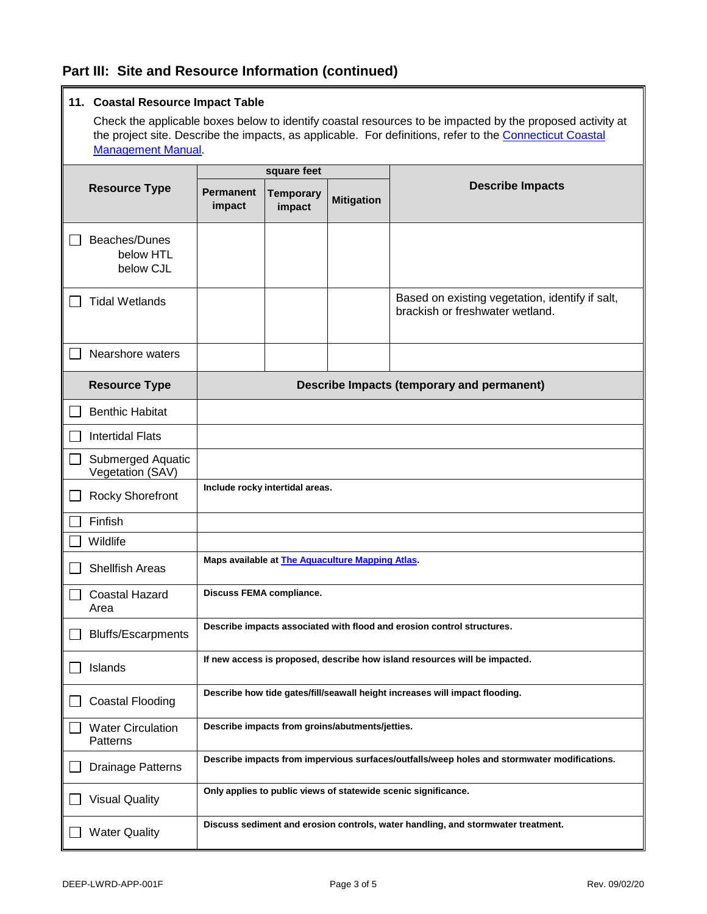## Part III: Site and Resource Information (continued)

### 11. Coastal Resource Impact Table

Check the applicable boxes below to identify coastal resources to be impacted by the proposed activity at the project site. Describe the impacts, as applicable. For definitions, refer to the Connecticut Coastal Management Manual.

| Resource Type | square feet | | | Describe Impacts |
|---|---|---|---|---|
| | Permanent impact | Temporary impact | Mitigation | |
| ☐ Beaches/Dunes below HTL below CJL | | | | |
| ☐ Tidal Wetlands | | | | Based on existing vegetation, identify if salt, brackish or freshwater wetland. |
| ☐ Nearshore waters | | | | |

| Resource Type | Describe Impacts (temporary and permanent) |
|---|---|
| ☐ Benthic Habitat | |
| ☐ Intertidal Flats | |
| ☐ Submerged Aquatic Vegetation (SAV) | |
| ☐ Rocky Shorefront | **Include rocky intertidal areas.** |
| ☐ Finfish | |
| ☐ Wildlife | |
| ☐ Shellfish Areas | **Maps available at The Aquaculture Mapping Atlas.** |
| ☐ Coastal Hazard Area | **Discuss FEMA compliance.** |
| ☐ Bluffs/Escarpments | **Describe impacts associated with flood and erosion control structures.** |
| ☐ Islands | **If new access is proposed, describe how island resources will be impacted.** |
| ☐ Coastal Flooding | **Describe how tide gates/fill/seawall height increases will impact flooding.** |
| ☐ Water Circulation Patterns | **Describe impacts from groins/abutments/jetties.** |
| ☐ Drainage Patterns | **Describe impacts from impervious surfaces/outfalls/weep holes and stormwater modifications.** |
| ☐ Visual Quality | **Only applies to public views of statewide scenic significance.** |
| ☐ Water Quality | **Discuss sediment and erosion controls, water handling, and stormwater treatment.** |

DEEP-LWRD-APP-001F Rev. 09/02/20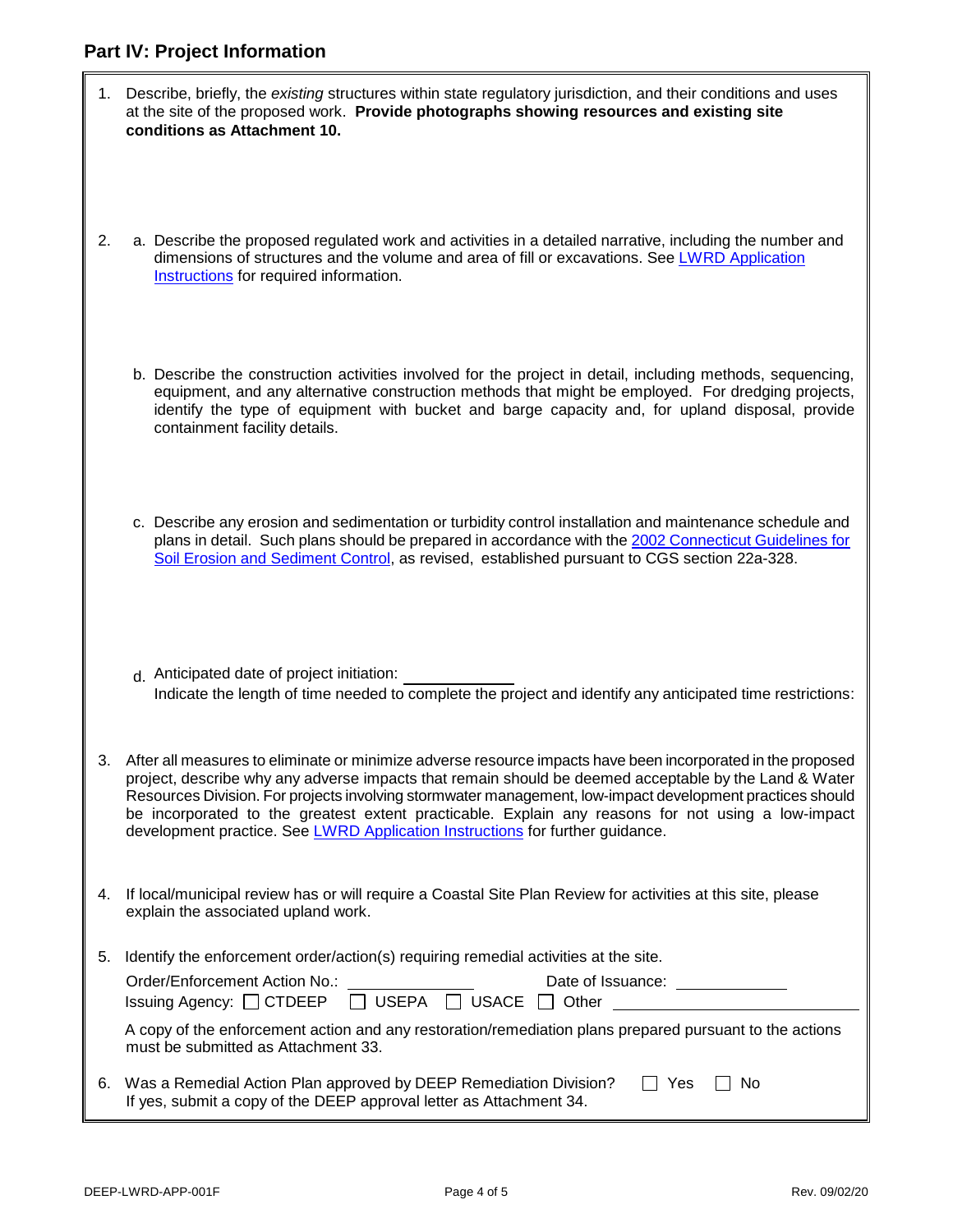## Part IV: Project Information

1. Describe, briefly, the *existing* structures within state regulatory jurisdiction, and their conditions and uses at the site of the proposed work. **Provide photographs showing resources and existing site conditions as Attachment 10.**

2. a. Describe the proposed regulated work and activities in a detailed narrative, including the number and dimensions of structures and the volume and area of fill or excavations. See [LWRD Application Instructions]() for required information.

   b. Describe the construction activities involved for the project in detail, including methods, sequencing, equipment, and any alternative construction methods that might be employed. For dredging projects, identify the type of equipment with bucket and barge capacity and, for upland disposal, provide containment facility details.

   c. Describe any erosion and sedimentation or turbidity control installation and maintenance schedule and plans in detail. Such plans should be prepared in accordance with the [2002 Connecticut Guidelines for Soil Erosion and Sediment Control](), as revised, established pursuant to CGS section 22a-328.

   d. Anticipated date of project initiation: ____________
   Indicate the length of time needed to complete the project and identify any anticipated time restrictions:

3. After all measures to eliminate or minimize adverse resource impacts have been incorporated in the proposed project, describe why any adverse impacts that remain should be deemed acceptable by the Land & Water Resources Division. For projects involving stormwater management, low-impact development practices should be incorporated to the greatest extent practicable. Explain any reasons for not using a low-impact development practice. See [LWRD Application Instructions]() for further guidance.

4. If local/municipal review has or will require a Coastal Site Plan Review for activities at this site, please explain the associated upland work.

5. Identify the enforcement order/action(s) requiring remedial activities at the site.

   Order/Enforcement Action No.: ______________ Date of Issuance: ____________

   Issuing Agency: ☐ CTDEEP ☐ USEPA ☐ USACE ☐ Other ______________________

   A copy of the enforcement action and any restoration/remediation plans prepared pursuant to the actions must be submitted as Attachment 33.

6. Was a Remedial Action Plan approved by DEEP Remediation Division? ☐ Yes ☐ No
   If yes, submit a copy of the DEEP approval letter as Attachment 34.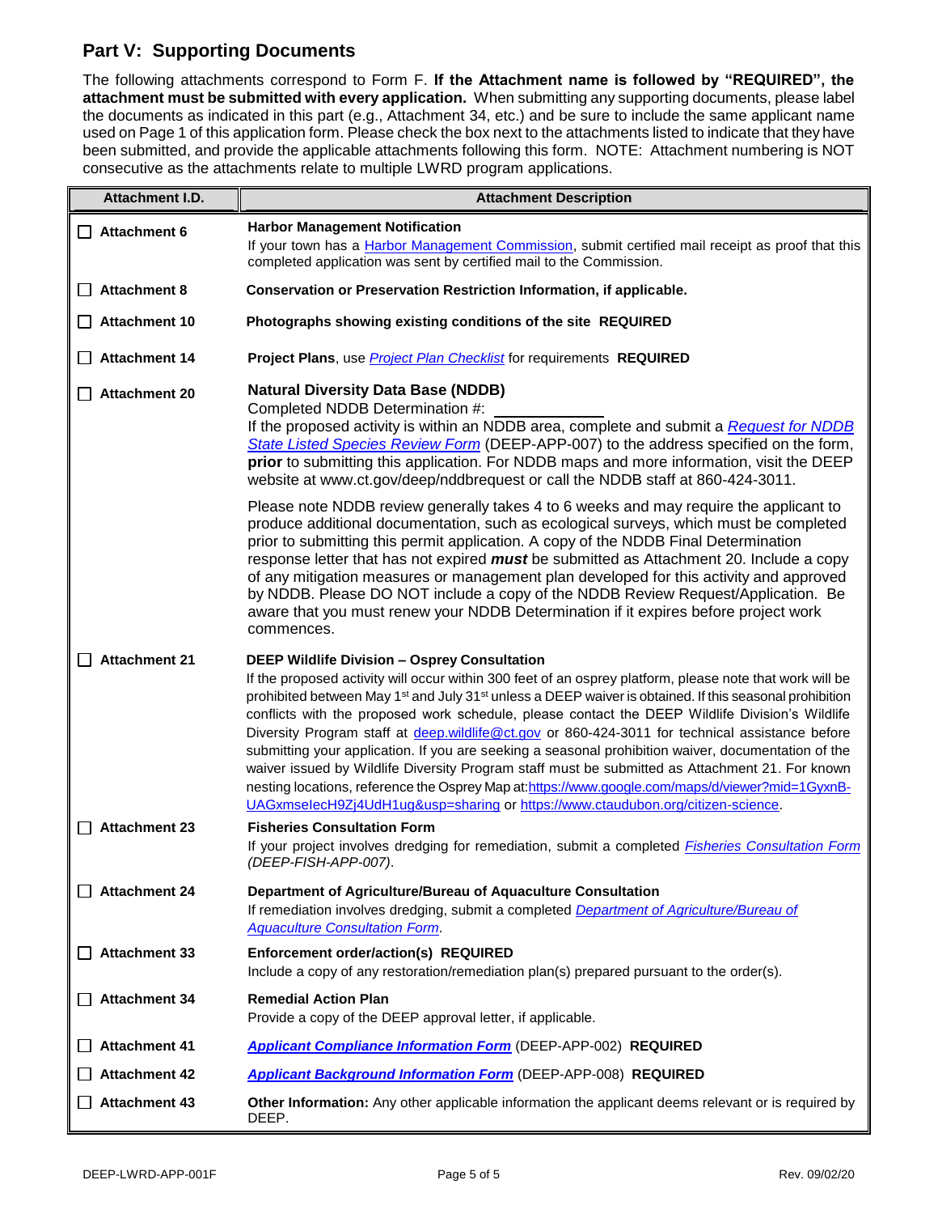## Part V: Supporting Documents

The following attachments correspond to Form F. **If the Attachment name is followed by "REQUIRED", the attachment must be submitted with every application.** When submitting any supporting documents, please label the documents as indicated in this part (e.g., Attachment 34, etc.) and be sure to include the same applicant name used on Page 1 of this application form. Please check the box next to the attachments listed to indicate that they have been submitted, and provide the applicable attachments following this form. NOTE: Attachment numbering is NOT consecutive as the attachments relate to multiple LWRD program applications.

| Attachment I.D. | Attachment Description |
|---|---|
| ☐ **Attachment 6** | **Harbor Management Notification**<br>If your town has a Harbor Management Commission, submit certified mail receipt as proof that this completed application was sent by certified mail to the Commission. |
| ☐ **Attachment 8** | **Conservation or Preservation Restriction Information, if applicable.** |
| ☐ **Attachment 10** | **Photographs showing existing conditions of the site REQUIRED** |
| ☐ **Attachment 14** | **Project Plans**, use *Project Plan Checklist* for requirements **REQUIRED** |
| ☐ **Attachment 20** | **Natural Diversity Data Base (NDDB)**<br>Completed NDDB Determination #: \_\_\_\_\_\_\_\_\_\_\_\_<br>If the proposed activity is within an NDDB area, complete and submit a *Request for NDDB State Listed Species Review Form* (DEEP-APP-007) to the address specified on the form, **prior** to submitting this application. For NDDB maps and more information, visit the DEEP website at www.ct.gov/deep/nddbrequest or call the NDDB staff at 860-424-3011.<br><br>Please note NDDB review generally takes 4 to 6 weeks and may require the applicant to produce additional documentation, such as ecological surveys, which must be completed prior to submitting this permit application. A copy of the NDDB Final Determination response letter that has not expired ***must*** be submitted as Attachment 20. Include a copy of any mitigation measures or management plan developed for this activity and approved by NDDB. Please DO NOT include a copy of the NDDB Review Request/Application. Be aware that you must renew your NDDB Determination if it expires before project work commences. |
| ☐ **Attachment 21** | **DEEP Wildlife Division – Osprey Consultation**<br>If the proposed activity will occur within 300 feet of an osprey platform, please note that work will be prohibited between May 1st and July 31st unless a DEEP waiver is obtained. If this seasonal prohibition conflicts with the proposed work schedule, please contact the DEEP Wildlife Division's Wildlife Diversity Program staff at deep.wildlife@ct.gov or 860-424-3011 for technical assistance before submitting your application. If you are seeking a seasonal prohibition waiver, documentation of the waiver issued by Wildlife Diversity Program staff must be submitted as Attachment 21. For known nesting locations, reference the Osprey Map at: https://www.google.com/maps/d/viewer?mid=1GyxnB-UAGxmseIecH9Zj4UdH1ug&usp=sharing or https://www.ctaudubon.org/citizen-science. |
| ☐ **Attachment 23** | **Fisheries Consultation Form**<br>If your project involves dredging for remediation, submit a completed *Fisheries Consultation Form (DEEP-FISH-APP-007)*. |
| ☐ **Attachment 24** | **Department of Agriculture/Bureau of Aquaculture Consultation**<br>If remediation involves dredging, submit a completed *Department of Agriculture/Bureau of Aquaculture Consultation Form*. |
| ☐ **Attachment 33** | **Enforcement order/action(s) REQUIRED**<br>Include a copy of any restoration/remediation plan(s) prepared pursuant to the order(s). |
| ☐ **Attachment 34** | **Remedial Action Plan**<br>Provide a copy of the DEEP approval letter, if applicable. |
| ☐ **Attachment 41** | ***Applicant Compliance Information Form*** (DEEP-APP-002) **REQUIRED** |
| ☐ **Attachment 42** | ***Applicant Background Information Form*** (DEEP-APP-008) **REQUIRED** |
| ☐ **Attachment 43** | **Other Information:** Any other applicable information the applicant deems relevant or is required by DEEP. |